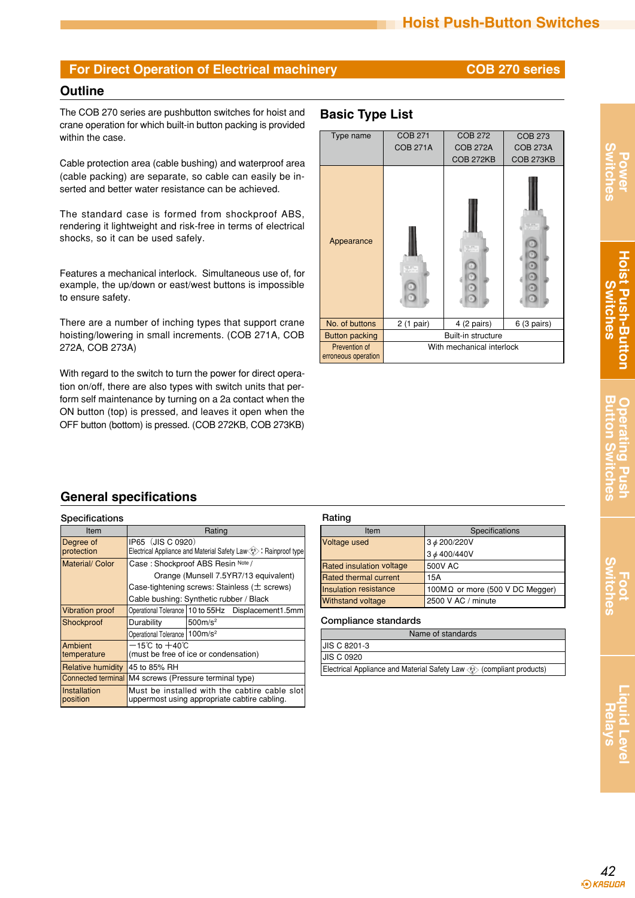## For Direct Operation of Electrical machinery — COB 270 series

### Outline

The COB 270 series are pushbutton switches for hoist and crane operation for which built-in button packing is provided within the case.

Cable protection area (cable bushing) and waterproof area (cable packing) are separate, so cable can easily be inserted and better water resistance can be achieved.

The standard case is formed from shockproof ABS, rendering it lightweight and risk-free in terms of electrical shocks, so it can be used safely.

Features a mechanical interlock. Simultaneous use of, for example, the up/down or east/west buttons is impossible to ensure safety.

There are a number of inching types that support crane hoisting/lowering in small increments. (COB 271A, COB 272A, COB 273A)

With regard to the switch to turn the power for direct operation on/off, there are also types with switch units that perform self maintenance by turning on a 2a contact when the ON button (top) is pressed, and leaves it open when the OFF button (bottom) is pressed. (COB 272KB, COB 273KB)

### Basic Type List

| Type name | COB 271<br>COB 271A | COB 272<br>COB 272A<br>COB 272KB | COB 273<br>COB 273A<br>COB 273KB |
|---|---|---|---|
| Appearance | | | |
| No. of buttons | 2 (1 pair) | 4 (2 pairs) | 6 (3 pairs) |
| Button packing | Built-in structure | | |
| Prevention of erroneous operation | With mechanical interlock | | |

## General specifications

### Specifications

| Item | Rating | |
|---|---|---|
| Degree of protection | IP65 (JIS C 0920)<br>Electrical Appliance and Material Safety Law PS : Rainproof type | |
| Material/ Color | Case : Shockproof ABS Resin Note /<br>Orange (Munsell 7.5YR7/13 equivalent)<br>Case-tightening screws: Stainless (± screws)<br>Cable bushing: Synthetic rubber / Black | |
| Vibration proof | Operational Tolerance | 10 to 55Hz Displacement1.5mm |
| Shockproof | Durability | 500m/s$^2$ |
| | Operational Tolerance | 100m/s$^2$ |
| Ambient temperature | −15℃ to +40℃<br>(must be free of ice or condensation) | |
| Relative humidity | 45 to 85% RH | |
| Connected terminal | M4 screws (Pressure terminal type) | |
| Installation position | Must be installed with the cabtire cable slot uppermost using appropriate cabtire cabling. | |

### Rating

| Item | Specifications |
|---|---|
| Voltage used | 3$\phi$ 200/220V<br>3$\phi$ 400/440V |
| Rated insulation voltage | 500V AC |
| Rated thermal current | 15A |
| Insulation resistance | 100MΩ or more (500 V DC Megger) |
| Withstand voltage | 2500 V AC / minute |

### Compliance standards

| Name of standards |
|---|
| JIS C 8201-3 |
| JIS C 0920 |
| Electrical Appliance and Material Safety Law PS (compliant products) |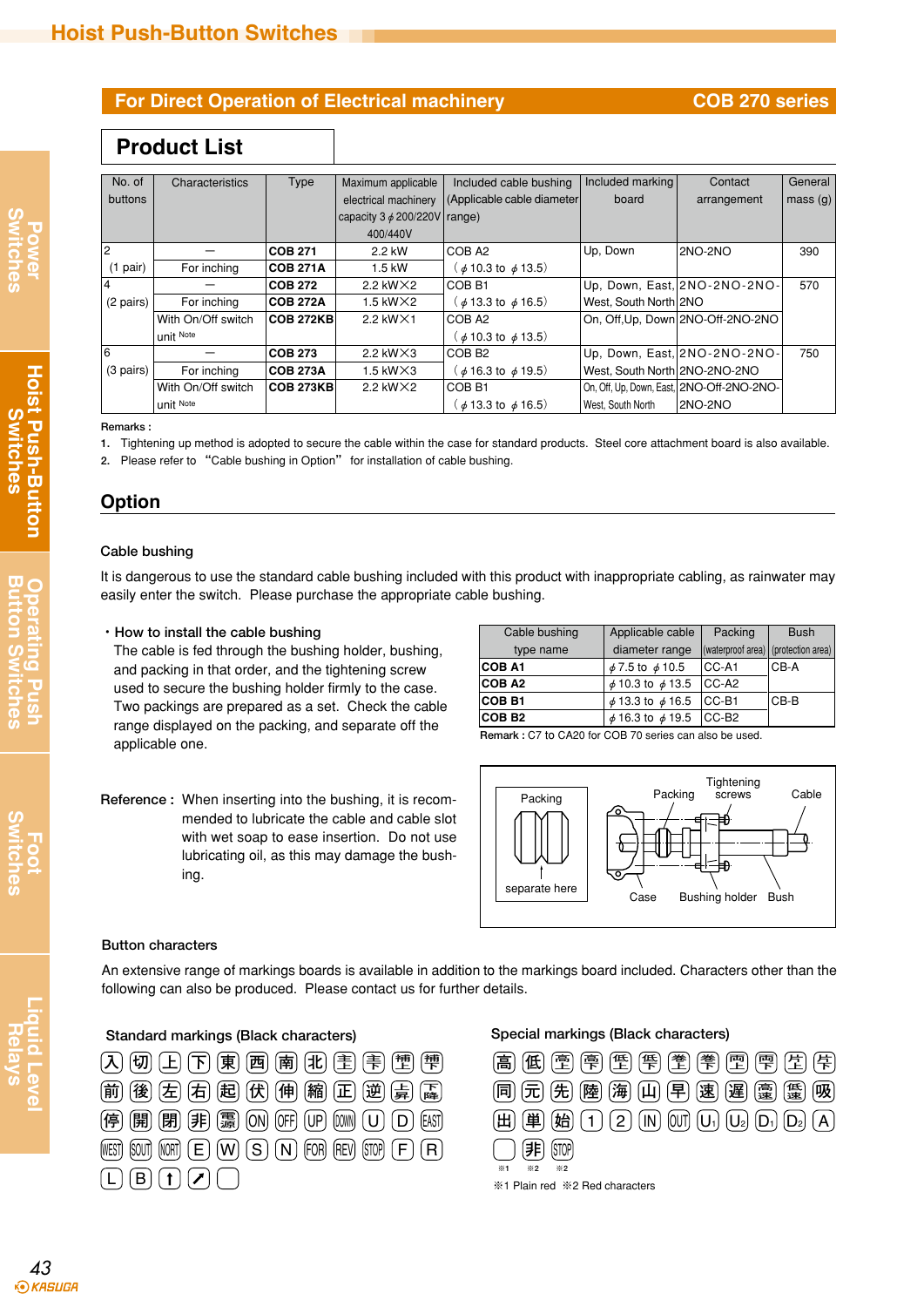## Hoist Push-Button Switches

### For Direct Operation of Electrical machinery — COB 270 series

## Product List

| No. of buttons | Characteristics | Type | Maximum applicable electrical machinery capacity 3 φ 200/220V 400/440V | Included cable bushing (Applicable cable diameter range) | Included marking board | Contact arrangement | General mass (g) |
|---|---|---|---|---|---|---|---|
| 2 (1 pair) | – | **COB 271** | 2.2 kW | COB A2 (φ10.3 to φ13.5) | Up, Down | 2NO-2NO | 390 |
| | For inching | **COB 271A** | 1.5 kW | | | | |
| 4 (2 pairs) | – | **COB 272** | 2.2 kW×2 | COB B1 (φ13.3 to φ16.5) | Up, Down, East, West, South North | 2NO-2NO-2NO-2NO | 570 |
| | For inching | **COB 272A** | 1.5 kW×2 | | | | |
| | With On/Off switch unit Note | **COB 272KB** | 2.2 kW×1 | COB A2 (φ10.3 to φ13.5) | On, Off,Up, Down | 2NO-Off-2NO-2NO | |
| 6 (3 pairs) | – | **COB 273** | 2.2 kW×3 | COB B2 (φ16.3 to φ19.5) | Up, Down, East, West, South North | 2NO-2NO-2NO-2NO-2NO-2NO | 750 |
| | For inching | **COB 273A** | 1.5 kW×3 | | | | |
| | With On/Off switch unit Note | **COB 273KB** | 2.2 kW×2 | COB B1 (φ13.3 to φ16.5) | On, Off, Up, Down, East, West, South North | 2NO-Off-2NO-2NO-2NO-2NO | |

Remarks :
1. Tightening up method is adopted to secure the cable within the case for standard products. Steel core attachment board is also available.
2. Please refer to "Cable bushing in Option" for installation of cable bushing.

## Option

### Cable bushing

It is dangerous to use the standard cable bushing included with this product with inappropriate cabling, as rainwater may easily enter the switch. Please purchase the appropriate cable bushing.

・How to install the cable bushing
The cable is fed through the bushing holder, bushing, and packing in that order, and the tightening screw used to secure the bushing holder firmly to the case. Two packings are prepared as a set. Check the cable range displayed on the packing, and separate off the applicable one.

| Cable bushing type name | Applicable cable diameter range | Packing (waterproof area) | Bush (protection area) |
|---|---|---|---|
| **COB A1** | φ7.5 to φ10.5 | CC-A1 | CB-A |
| **COB A2** | φ10.3 to φ13.5 | CC-A2 | |
| **COB B1** | φ13.3 to φ16.5 | CC-B1 | CB-B |
| **COB B2** | φ16.3 to φ19.5 | CC-B2 | |

Remark : C7 to CA20 for COB 70 series can also be used.

Reference : When inserting into the bushing, it is recommended to lubricate the cable and cable slot with wet soap to ease insertion. Do not use lubricating oil, as this may damage the bushing.

Packing — separate here | Packing, Tightening screws, Cable, Case, Bushing holder, Bush

### Button characters

An extensive range of markings boards is available in addition to the markings board included. Characters other than the following can also be produced. Please contact us for further details.

**Standard markings (Black characters)**

入 切 上 下 東 西 南 北 主 補 (marking) (marking) 前 後 左 右 起 伏 伸 縮 正 逆 上昇 下降 停 開 閉 非 電源 ON OFF UP DOWN U D EAST WEST SOUT NORT E W S N FOR REV STOP F R L B ↑ ↗ (blank)

**Special markings (Black characters)**

高 低 (marking) (marking) (marking) (marking) (marking) (marking) (marking) (marking) (marking) (marking) 同 元 先 陸 海 山 早 速 遅 高速 低速 吸 出 単 始 1 2 IN OUT U1 U2 D1 D2 A (blank)※1 非※2 STOP※2

※1 Plain red ※2 Red characters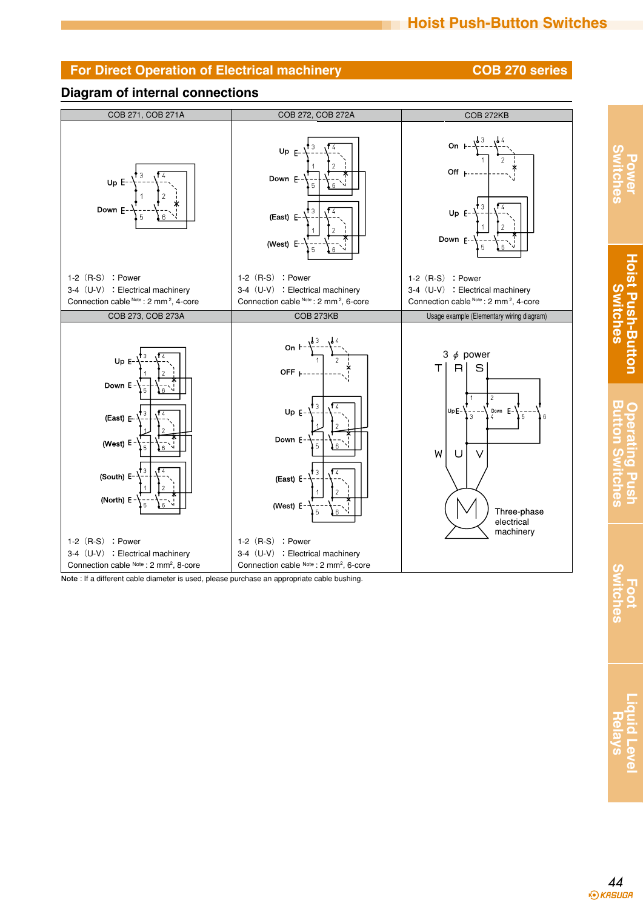## For Direct Operation of Electrical machinery — COB 270 series

### Diagram of internal connections

**COB 271, COB 271A**

Up / Down

1-2（R-S）：Power
3-4（U-V）：Electrical machinery
Connection cable [Note] : 2 mm², 4-core

**COB 272, COB 272A**

Up / Down / (East) / (West)

1-2（R-S）：Power
3-4（U-V）：Electrical machinery
Connection cable [Note] : 2 mm², 6-core

**COB 272KB**

On / Off / Up / Down

1-2（R-S）：Power
3-4（U-V）：Electrical machinery
Connection cable [Note] : 2 mm², 4-core

**COB 273, COB 273A**

Up / Down / (East) / (West) / (South) / (North)

1-2（R-S）：Power
3-4（U-V）：Electrical machinery
Connection cable [Note] : 2 mm², 8-core

**COB 273KB**

On / OFF / Up / Down / (East) / (West)

1-2（R-S）：Power
3-4（U-V）：Electrical machinery
Connection cable [Note] : 2 mm², 6-core

**Usage example (Elementary wiring diagram)**

3 ϕ power: T R S — Up / Down — W U V — Three-phase electrical machinery

**Note** : If a different cable diameter is used, please purchase an appropriate cable bushing.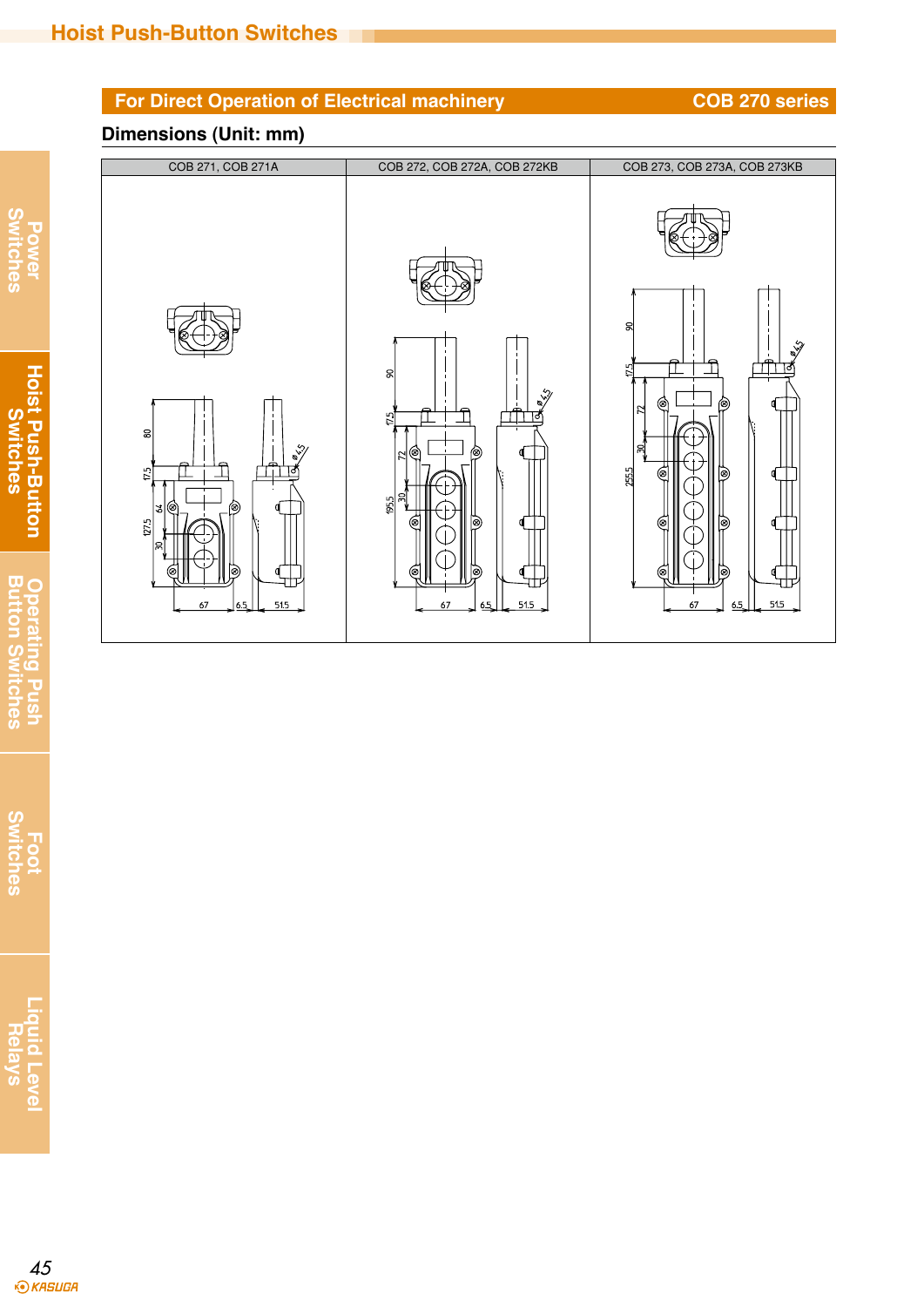## For Direct Operation of Electrical machinery — COB 270 series

### Dimensions (Unit: mm)

| COB 271, COB 271A | COB 272, COB 272A, COB 272KB | COB 273, COB 273A, COB 273KB |
|---|---|---|
| 80<br>17.5<br>127.5<br>64<br>30<br>φ4.5<br>67<br>6.5<br>51.5 | 90<br>17.5<br>195.5<br>72<br>30<br>φ4.5<br>67<br>6.5<br>51.5 | 90<br>17.5<br>255.5<br>72<br>30<br>φ4.5<br>67<br>6.5<br>51.5 |